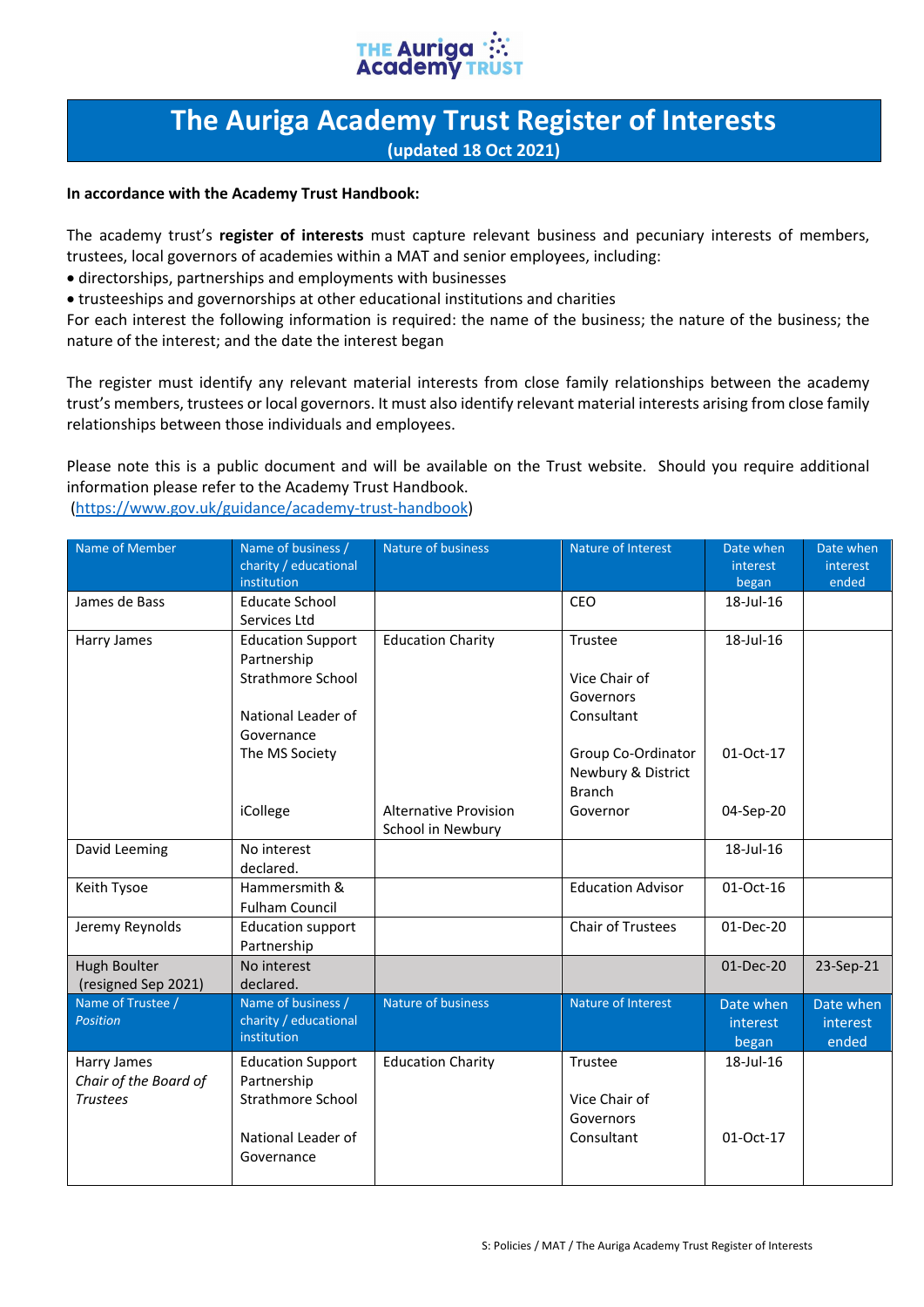# The Auriga Academy Trust Register of Interests

**(updated 18 Oct 2021)**

**In accordance with the Academy Trust Handbook:**

The academy trust's **register of interests** must capture relevant business and pecuniary interests of members, trustees, local governors of academies within a MAT and senior employees, including:

- directorships, partnerships and employments with businesses
- trusteeships and governorships at other educational institutions and charities

For each interest the following information is required: the name of the business; the nature of the business; the nature of the interest; and the date the interest began

The register must identify any relevant material interests from close family relationships between the academy trust's members, trustees or local governors. It must also identify relevant material interests arising from close family relationships between those individuals and employees.

Please note this is a public document and will be available on the Trust website. Should you require additional information please refer to the Academy Trust Handbook.
(https://www.gov.uk/guidance/academy-trust-handbook)

| Name of Member | Name of business / charity / educational institution | Nature of business | Nature of Interest | Date when interest began | Date when interest ended |
|---|---|---|---|---|---|
| James de Bass | Educate School Services Ltd | | CEO | 18-Jul-16 | |
| Harry James | Education Support Partnership | Education Charity | Trustee | 18-Jul-16 | |
| | Strathmore School | | Vice Chair of Governors | | |
| | National Leader of Governance | | Consultant | | |
| | The MS Society | | Group Co-Ordinator Newbury & District Branch | 01-Oct-17 | |
| | iCollege | Alternative Provision School in Newbury | Governor | 04-Sep-20 | |
| David Leeming | No interest declared. | | | 18-Jul-16 | |
| Keith Tysoe | Hammersmith & Fulham Council | | Education Advisor | 01-Oct-16 | |
| Jeremy Reynolds | Education support Partnership | | Chair of Trustees | 01-Dec-20 | |
| Hugh Boulter (resigned Sep 2021) | No interest declared. | | | 01-Dec-20 | 23-Sep-21 |
| **Name of Trustee / *Position*** | **Name of business / charity / educational institution** | **Nature of business** | **Nature of Interest** | **Date when interest began** | **Date when interest ended** |
| Harry James *Chair of the Board of Trustees* | Education Support Partnership | Education Charity | Trustee | 18-Jul-16 | |
| | Strathmore School | | Vice Chair of Governors | | |
| | National Leader of Governance | | Consultant | 01-Oct-17 | |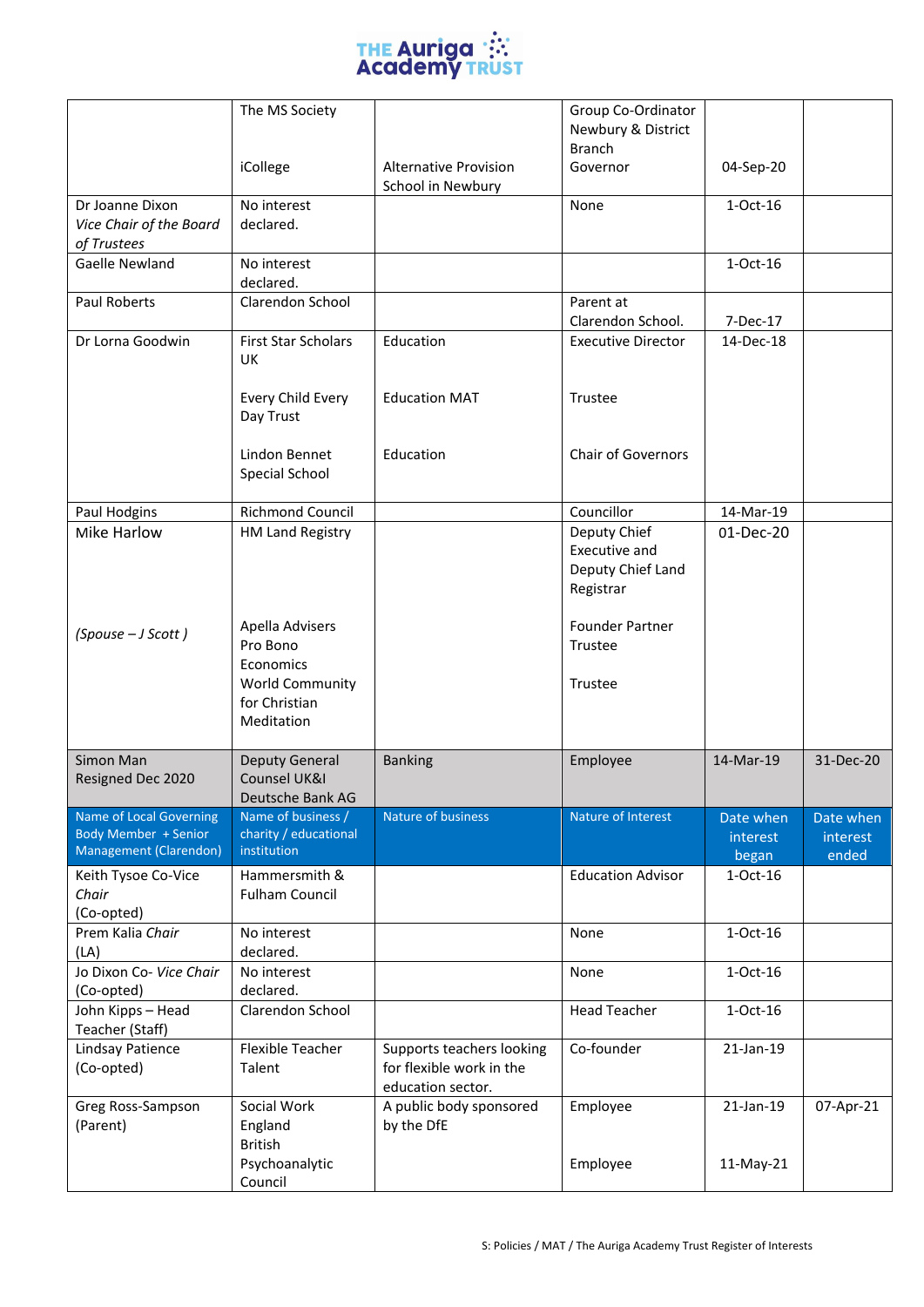| | | | | | |
|---|---|---|---|---|---|
| | The MS Society<br><br>iCollege | <br><br>Alternative Provision School in Newbury | Group Co-Ordinator Newbury & District Branch<br>Governor | <br><br>04-Sep-20 | |
| Dr Joanne Dixon *Vice Chair of the Board of Trustees* | No interest declared. | | None | 1-Oct-16 | |
| Gaelle Newland | No interest declared. | | | 1-Oct-16 | |
| Paul Roberts | Clarendon School | | Parent at Clarendon School. | 7-Dec-17 | |
| Dr Lorna Goodwin | First Star Scholars UK<br><br>Every Child Every Day Trust<br><br>Lindon Bennet Special School | Education<br><br>Education MAT<br><br>Education | Executive Director<br><br>Trustee<br><br>Chair of Governors | 14-Dec-18 | |
| Paul Hodgins | Richmond Council | | Councillor | 14-Mar-19 | |
| Mike Harlow<br><br>*(Spouse – J Scott )* | HM Land Registry<br><br>Apella Advisers<br>Pro Bono Economics<br>World Community for Christian Meditation | | Deputy Chief Executive and Deputy Chief Land Registrar<br><br>Founder Partner<br>Trustee<br><br>Trustee | 01-Dec-20 | |
| Simon Man Resigned Dec 2020 | Deputy General Counsel UK&I Deutsche Bank AG | Banking | Employee | 14-Mar-19 | 31-Dec-20 |
| **Name of Local Governing Body Member + Senior Management (Clarendon)** | **Name of business / charity / educational institution** | **Nature of business** | **Nature of Interest** | **Date when interest began** | **Date when interest ended** |
| Keith Tysoe Co-Vice *Chair* (Co-opted) | Hammersmith & Fulham Council | | Education Advisor | 1-Oct-16 | |
| Prem Kalia *Chair* (LA) | No interest declared. | | None | 1-Oct-16 | |
| Jo Dixon Co- *Vice Chair* (Co-opted) | No interest declared. | | None | 1-Oct-16 | |
| John Kipps – Head Teacher (Staff) | Clarendon School | | Head Teacher | 1-Oct-16 | |
| Lindsay Patience (Co-opted) | Flexible Teacher Talent | Supports teachers looking for flexible work in the education sector. | Co-founder | 21-Jan-19 | |
| Greg Ross-Sampson (Parent) | Social Work England<br>British Psychoanalytic Council | A public body sponsored by the DfE | Employee<br><br>Employee | 21-Jan-19<br><br>11-May-21 | 07-Apr-21 |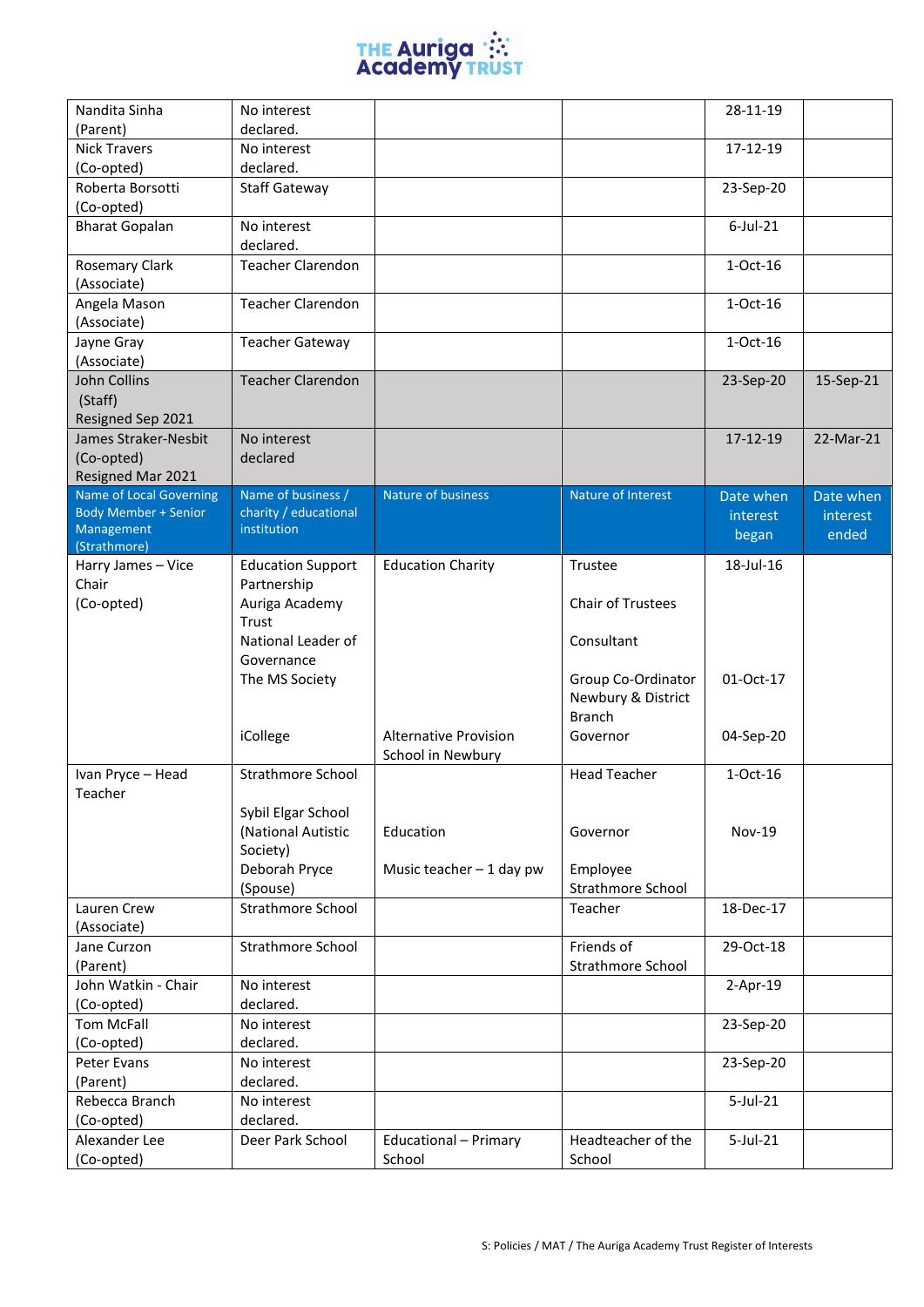| | | | | | |
|---|---|---|---|---|---|
| Nandita Sinha (Parent) | No interest declared. | | | 28-11-19 | |
| Nick Travers (Co-opted) | No interest declared. | | | 17-12-19 | |
| Roberta Borsotti (Co-opted) | Staff Gateway | | | 23-Sep-20 | |
| Bharat Gopalan | No interest declared. | | | 6-Jul-21 | |
| Rosemary Clark (Associate) | Teacher Clarendon | | | 1-Oct-16 | |
| Angela Mason (Associate) | Teacher Clarendon | | | 1-Oct-16 | |
| Jayne Gray (Associate) | Teacher Gateway | | | 1-Oct-16 | |
| John Collins (Staff) Resigned Sep 2021 | Teacher Clarendon | | | 23-Sep-20 | 15-Sep-21 |
| James Straker-Nesbit (Co-opted) Resigned Mar 2021 | No interest declared | | | 17-12-19 | 22-Mar-21 |

| Name of Local Governing Body Member + Senior Management (Strathmore) | Name of business / charity / educational institution | Nature of business | Nature of Interest | Date when interest began | Date when interest ended |
|---|---|---|---|---|---|
| Harry James – Vice Chair (Co-opted) | Education Support Partnership<br>Auriga Academy Trust<br>National Leader of Governance<br>The MS Society<br><br>iCollege | Education Charity<br><br><br><br><br>Alternative Provision School in Newbury | Trustee<br>Chair of Trustees<br>Consultant<br>Group Co-Ordinator Newbury & District Branch<br>Governor | 18-Jul-16<br><br><br>01-Oct-17<br><br>04-Sep-20 | |
| Ivan Pryce – Head Teacher | Strathmore School<br>Sybil Elgar School (National Autistic Society)<br>Deborah Pryce (Spouse) | <br>Education<br>Music teacher – 1 day pw | Head Teacher<br>Governor<br>Employee Strathmore School | 1-Oct-16<br>Nov-19 | |
| Lauren Crew (Associate) | Strathmore School | | Teacher | 18-Dec-17 | |
| Jane Curzon (Parent) | Strathmore School | | Friends of Strathmore School | 29-Oct-18 | |
| John Watkin - Chair (Co-opted) | No interest declared. | | | 2-Apr-19 | |
| Tom McFall (Co-opted) | No interest declared. | | | 23-Sep-20 | |
| Peter Evans (Parent) | No interest declared. | | | 23-Sep-20 | |
| Rebecca Branch (Co-opted) | No interest declared. | | | 5-Jul-21 | |
| Alexander Lee (Co-opted) | Deer Park School | Educational – Primary School | Headteacher of the School | 5-Jul-21 | |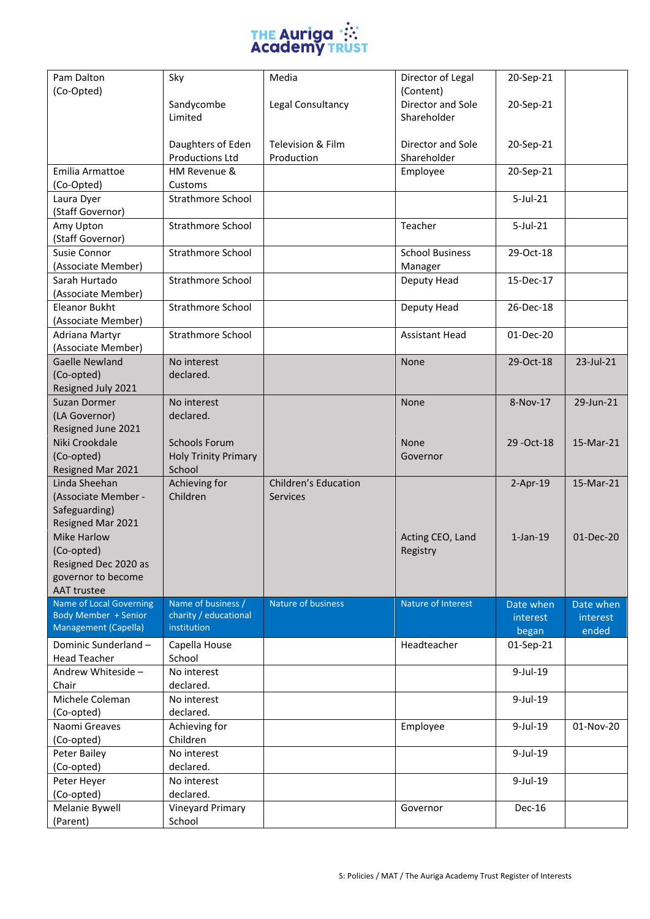| | | | | | |
|---|---|---|---|---|---|
| Pam Dalton (Co-Opted) | Sky | Media | Director of Legal (Content) | 20-Sep-21 | |
| | Sandycombe Limited | Legal Consultancy | Director and Sole Shareholder | 20-Sep-21 | |
| | Daughters of Eden Productions Ltd | Television & Film Production | Director and Sole Shareholder | 20-Sep-21 | |
| Emilia Armattoe (Co-Opted) | HM Revenue & Customs | | Employee | 20-Sep-21 | |
| Laura Dyer (Staff Governor) | Strathmore School | | | 5-Jul-21 | |
| Amy Upton (Staff Governor) | Strathmore School | | Teacher | 5-Jul-21 | |
| Susie Connor (Associate Member) | Strathmore School | | School Business Manager | 29-Oct-18 | |
| Sarah Hurtado (Associate Member) | Strathmore School | | Deputy Head | 15-Dec-17 | |
| Eleanor Bukht (Associate Member) | Strathmore School | | Deputy Head | 26-Dec-18 | |
| Adriana Martyr (Associate Member) | Strathmore School | | Assistant Head | 01-Dec-20 | |
| Gaelle Newland (Co-opted) Resigned July 2021 | No interest declared. | | None | 29-Oct-18 | 23-Jul-21 |
| Suzan Dormer (LA Governor) Resigned June 2021 | No interest declared. | | None | 8-Nov-17 | 29-Jun-21 |
| Niki Crookdale (Co-opted) Resigned Mar 2021 | Schools Forum Holy Trinity Primary School | | None Governor | 29 -Oct-18 | 15-Mar-21 |
| Linda Sheehan (Associate Member - Safeguarding) Resigned Mar 2021 | Achieving for Children | Children's Education Services | | 2-Apr-19 | 15-Mar-21 |
| Mike Harlow (Co-opted) Resigned Dec 2020 as governor to become AAT trustee | | | Acting CEO, Land Registry | 1-Jan-19 | 01-Dec-20 |
| **Name of Local Governing Body Member + Senior Management (Capella)** | **Name of business / charity / educational institution** | **Nature of business** | **Nature of Interest** | **Date when interest began** | **Date when interest ended** |
| Dominic Sunderland – Head Teacher | Capella House School | | Headteacher | 01-Sep-21 | |
| Andrew Whiteside – Chair | No interest declared. | | | 9-Jul-19 | |
| Michele Coleman (Co-opted) | No interest declared. | | | 9-Jul-19 | |
| Naomi Greaves (Co-opted) | Achieving for Children | | Employee | 9-Jul-19 | 01-Nov-20 |
| Peter Bailey (Co-opted) | No interest declared. | | | 9-Jul-19 | |
| Peter Heyer (Co-opted) | No interest declared. | | | 9-Jul-19 | |
| Melanie Bywell (Parent) | Vineyard Primary School | | Governor | Dec-16 | |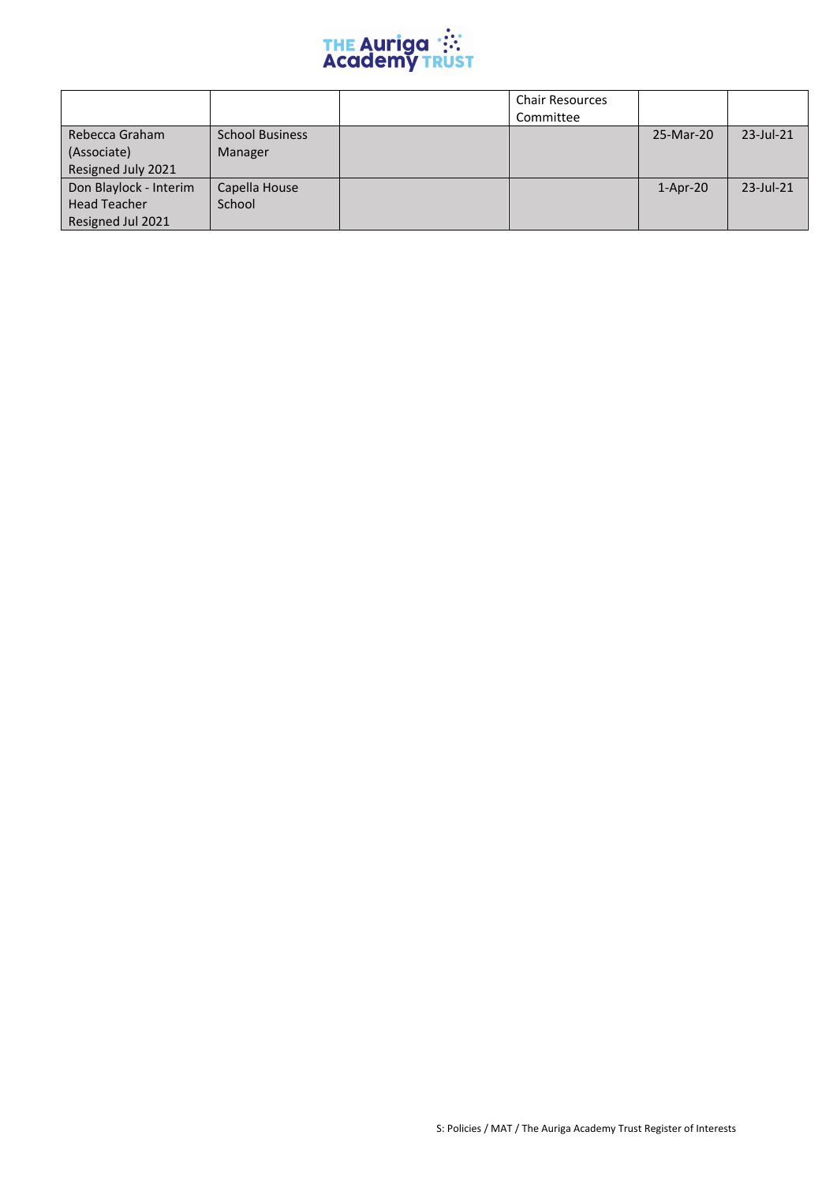| | | | | | |
|---|---|---|---|---|---|
| | | | Chair Resources Committee | | |
| Rebecca Graham (Associate) Resigned July 2021 | School Business Manager | | | 25-Mar-20 | 23-Jul-21 |
| Don Blaylock - Interim Head Teacher Resigned Jul 2021 | Capella House School | | | 1-Apr-20 | 23-Jul-21 |